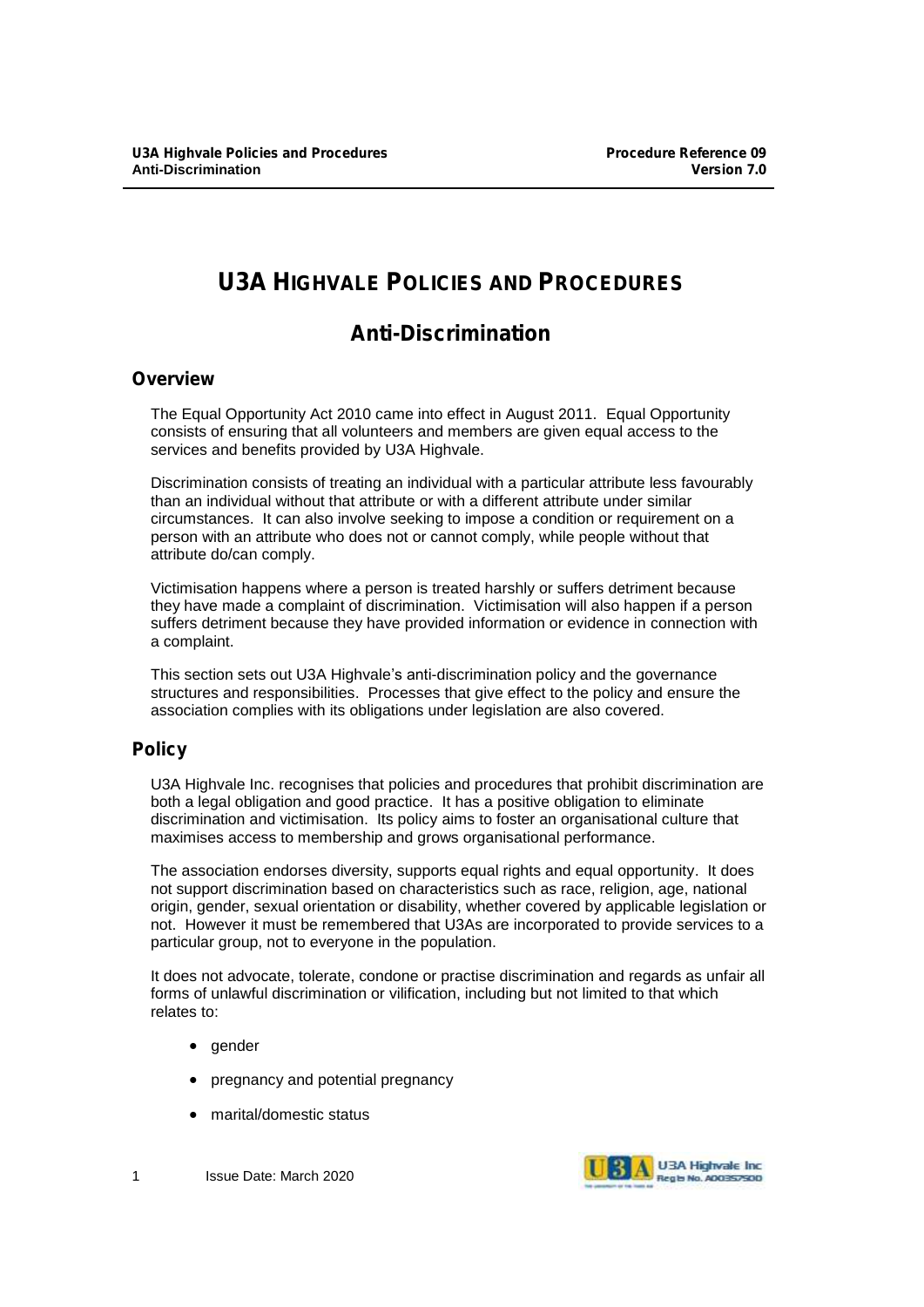# U3A HIGHVALE POLICIES AND PROCEDURES

## Anti-Discrimination

### Overview

The Equal Opportunity Act 2010 came into effect in August 2011. Equal Opportunity consists of ensuring that all volunteers and members are given equal access to the services and benefits provided by U3A Highvale.

Discrimination consists of treating an individual with a particular attribute less favourably than an individual without that attribute or with a different attribute under similar circumstances. It can also involve seeking to impose a condition or requirement on a person with an attribute who does not or cannot comply, while people without that attribute do/can comply.

Victimisation happens where a person is treated harshly or suffers detriment because they have made a complaint of discrimination. Victimisation will also happen if a person suffers detriment because they have provided information or evidence in connection with a complaint.

This section sets out U3A Highvale's anti-discrimination policy and the governance structures and responsibilities. Processes that give effect to the policy and ensure the association complies with its obligations under legislation are also covered.

### Policy

U3A Highvale Inc. recognises that policies and procedures that prohibit discrimination are both a legal obligation and good practice. It has a positive obligation to eliminate discrimination and victimisation. Its policy aims to foster an organisational culture that maximises access to membership and grows organisational performance.

The association endorses diversity, supports equal rights and equal opportunity. It does not support discrimination based on characteristics such as race, religion, age, national origin, gender, sexual orientation or disability, whether covered by applicable legislation or not. However it must be remembered that U3As are incorporated to provide services to a particular group, not to everyone in the population.

It does not advocate, tolerate, condone or practise discrimination and regards as unfair all forms of unlawful discrimination or vilification, including but not limited to that which relates to:

- gender
- pregnancy and potential pregnancy
- marital/domestic status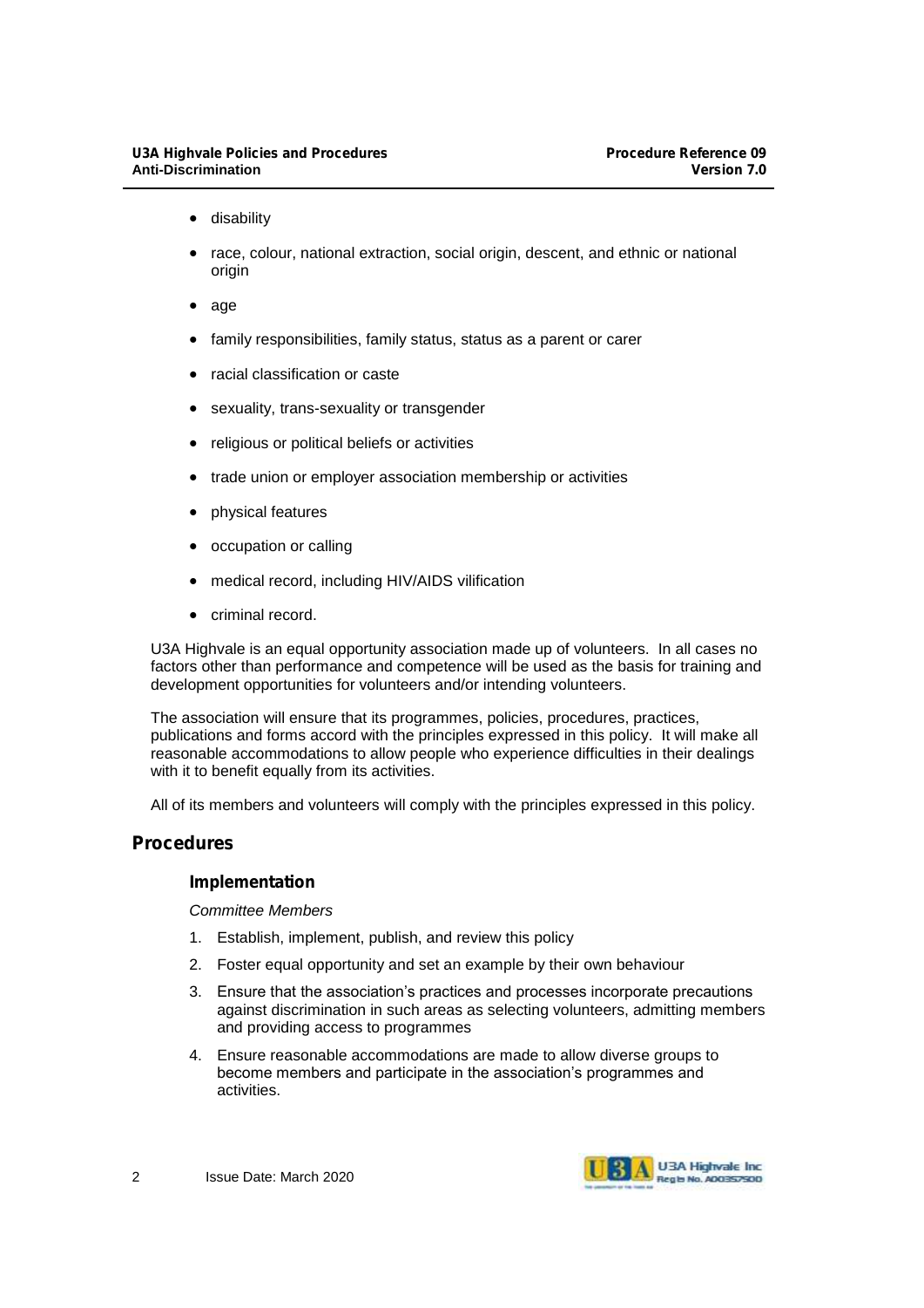- disability
- race, colour, national extraction, social origin, descent, and ethnic or national origin
- age
- family responsibilities, family status, status as a parent or carer
- racial classification or caste
- sexuality, trans-sexuality or transgender
- religious or political beliefs or activities
- trade union or employer association membership or activities
- physical features
- occupation or calling
- medical record, including HIV/AIDS vilification
- criminal record.

U3A Highvale is an equal opportunity association made up of volunteers. In all cases no factors other than performance and competence will be used as the basis for training and development opportunities for volunteers and/or intending volunteers.

The association will ensure that its programmes, policies, procedures, practices, publications and forms accord with the principles expressed in this policy. It will make all reasonable accommodations to allow people who experience difficulties in their dealings with it to benefit equally from its activities.

All of its members and volunteers will comply with the principles expressed in this policy.

## Procedures

### Implementation

*Committee Members*

1. Establish, implement, publish, and review this policy
2. Foster equal opportunity and set an example by their own behaviour
3. Ensure that the association's practices and processes incorporate precautions against discrimination in such areas as selecting volunteers, admitting members and providing access to programmes
4. Ensure reasonable accommodations are made to allow diverse groups to become members and participate in the association's programmes and activities.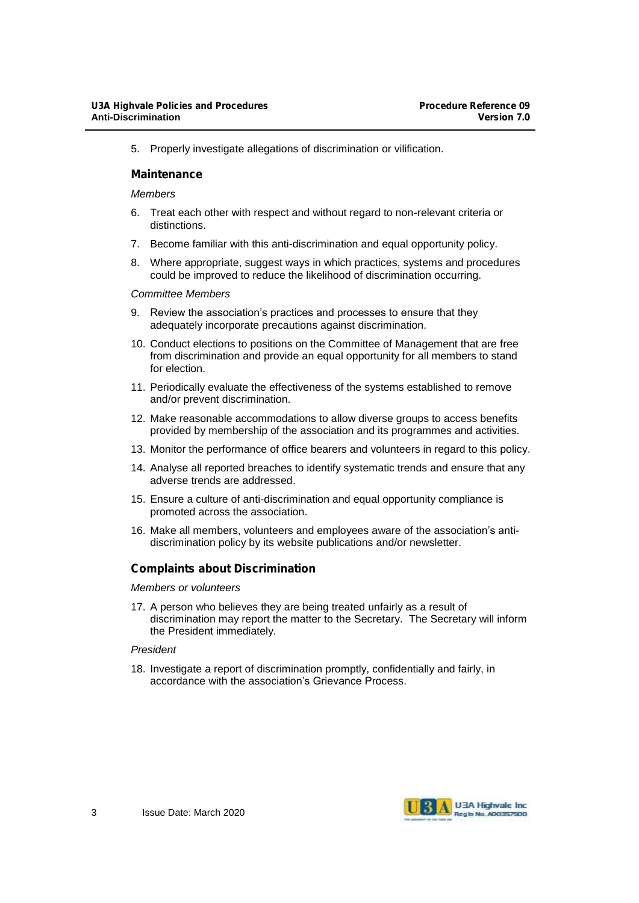5. Properly investigate allegations of discrimination or vilification.

### Maintenance

*Members*

6. Treat each other with respect and without regard to non-relevant criteria or distinctions.
7. Become familiar with this anti-discrimination and equal opportunity policy.
8. Where appropriate, suggest ways in which practices, systems and procedures could be improved to reduce the likelihood of discrimination occurring.

*Committee Members*

9. Review the association's practices and processes to ensure that they adequately incorporate precautions against discrimination.
10. Conduct elections to positions on the Committee of Management that are free from discrimination and provide an equal opportunity for all members to stand for election.
11. Periodically evaluate the effectiveness of the systems established to remove and/or prevent discrimination.
12. Make reasonable accommodations to allow diverse groups to access benefits provided by membership of the association and its programmes and activities.
13. Monitor the performance of office bearers and volunteers in regard to this policy.
14. Analyse all reported breaches to identify systematic trends and ensure that any adverse trends are addressed.
15. Ensure a culture of anti-discrimination and equal opportunity compliance is promoted across the association.
16. Make all members, volunteers and employees aware of the association's anti-discrimination policy by its website publications and/or newsletter.

### Complaints about Discrimination

*Members or volunteers*

17. A person who believes they are being treated unfairly as a result of discrimination may report the matter to the Secretary. The Secretary will inform the President immediately.

*President*

18. Investigate a report of discrimination promptly, confidentially and fairly, in accordance with the association's Grievance Process.